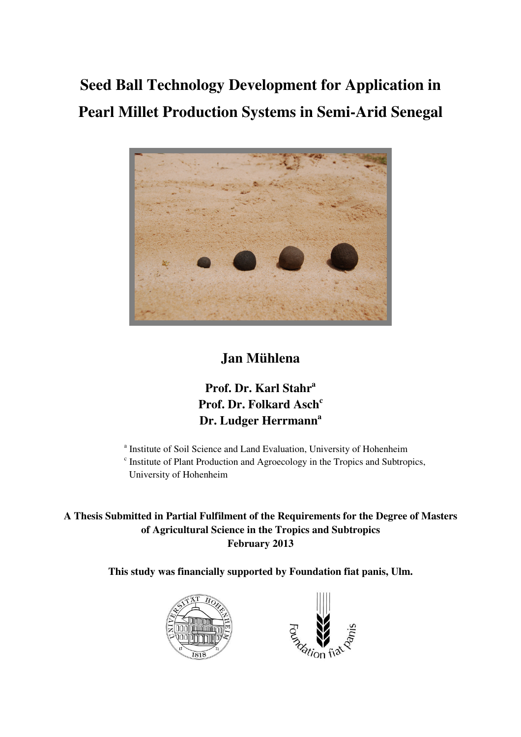# Seed Ball Technology Development for Application in Pearl Millet Production Systems in Semi-Arid Senegal

**Jan Mühlena**

**Prof. Dr. Karl Stahr[a]**
**Prof. Dr. Folkard Asch[c]**
**Dr. Ludger Herrmann[a]**

[a] Institute of Soil Science and Land Evaluation, University of Hohenheim
[c] Institute of Plant Production and Agroecology in the Tropics and Subtropics, University of Hohenheim

**A Thesis Submitted in Partial Fulfilment of the Requirements for the Degree of Masters of Agricultural Science in the Tropics and Subtropics**
**February 2013**

**This study was financially supported by Foundation fiat panis, Ulm.**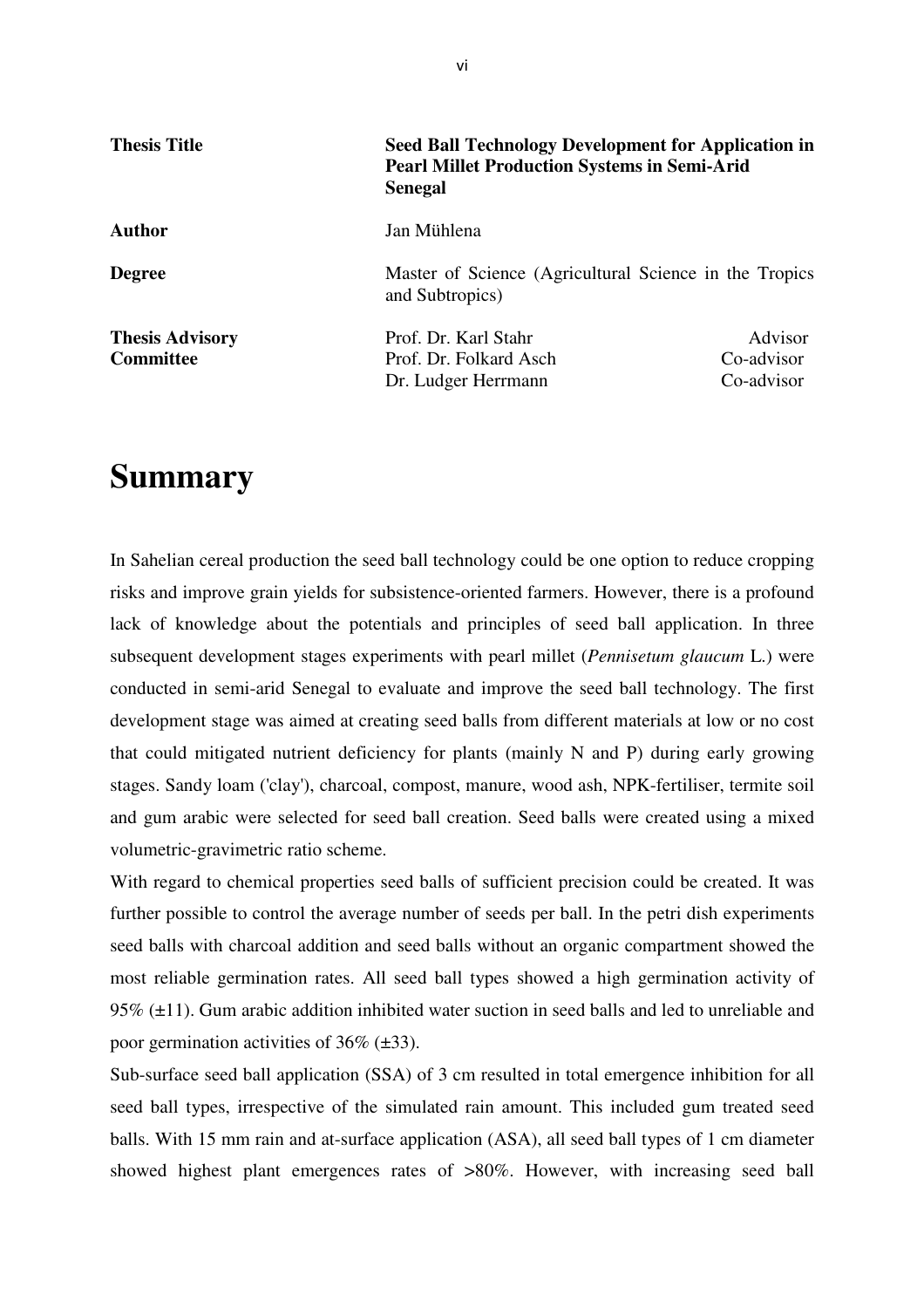| | |
|---|---|
| **Thesis Title** | **Seed Ball Technology Development for Application in Pearl Millet Production Systems in Semi-Arid Senegal** |
| **Author** | Jan Mühlena |
| **Degree** | Master of Science (Agricultural Science in the Tropics and Subtropics) |
| **Thesis Advisory Committee** | Prof. Dr. Karl Stahr — Advisor<br>Prof. Dr. Folkard Asch — Co-advisor<br>Dr. Ludger Herrmann — Co-advisor |

# Summary

In Sahelian cereal production the seed ball technology could be one option to reduce cropping risks and improve grain yields for subsistence-oriented farmers. However, there is a profound lack of knowledge about the potentials and principles of seed ball application. In three subsequent development stages experiments with pearl millet (*Pennisetum glaucum* L.) were conducted in semi-arid Senegal to evaluate and improve the seed ball technology. The first development stage was aimed at creating seed balls from different materials at low or no cost that could mitigated nutrient deficiency for plants (mainly N and P) during early growing stages. Sandy loam ('clay'), charcoal, compost, manure, wood ash, NPK-fertiliser, termite soil and gum arabic were selected for seed ball creation. Seed balls were created using a mixed volumetric-gravimetric ratio scheme.

With regard to chemical properties seed balls of sufficient precision could be created. It was further possible to control the average number of seeds per ball. In the petri dish experiments seed balls with charcoal addition and seed balls without an organic compartment showed the most reliable germination rates. All seed ball types showed a high germination activity of 95% (±11). Gum arabic addition inhibited water suction in seed balls and led to unreliable and poor germination activities of 36% (±33).

Sub-surface seed ball application (SSA) of 3 cm resulted in total emergence inhibition for all seed ball types, irrespective of the simulated rain amount. This included gum treated seed balls. With 15 mm rain and at-surface application (ASA), all seed ball types of 1 cm diameter showed highest plant emergences rates of >80%. However, with increasing seed ball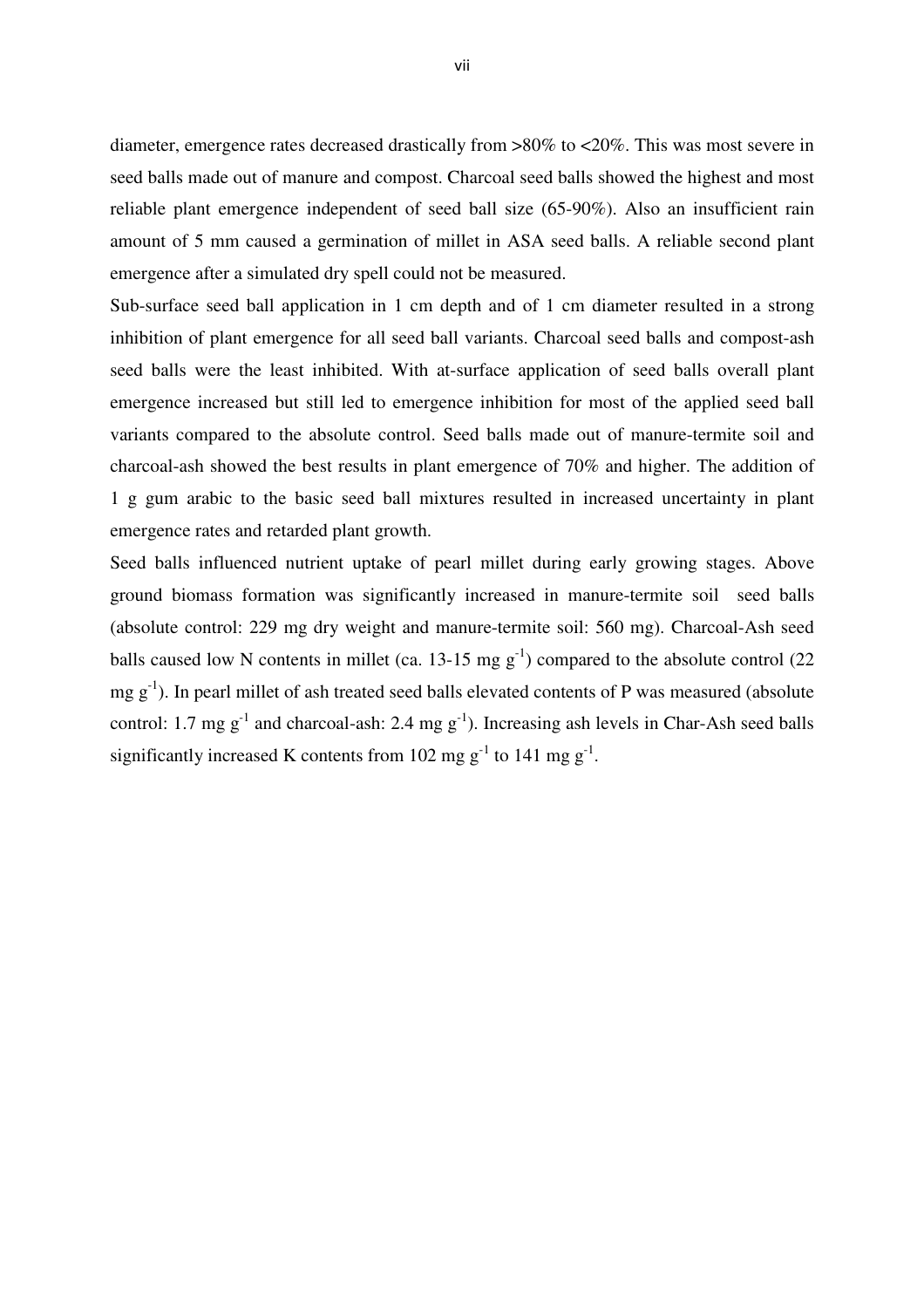diameter, emergence rates decreased drastically from >80% to <20%. This was most severe in seed balls made out of manure and compost. Charcoal seed balls showed the highest and most reliable plant emergence independent of seed ball size (65-90%). Also an insufficient rain amount of 5 mm caused a germination of millet in ASA seed balls. A reliable second plant emergence after a simulated dry spell could not be measured.

Sub-surface seed ball application in 1 cm depth and of 1 cm diameter resulted in a strong inhibition of plant emergence for all seed ball variants. Charcoal seed balls and compost-ash seed balls were the least inhibited. With at-surface application of seed balls overall plant emergence increased but still led to emergence inhibition for most of the applied seed ball variants compared to the absolute control. Seed balls made out of manure-termite soil and charcoal-ash showed the best results in plant emergence of 70% and higher. The addition of 1 g gum arabic to the basic seed ball mixtures resulted in increased uncertainty in plant emergence rates and retarded plant growth.

Seed balls influenced nutrient uptake of pearl millet during early growing stages. Above ground biomass formation was significantly increased in manure-termite soil seed balls (absolute control: 229 mg dry weight and manure-termite soil: 560 mg). Charcoal-Ash seed balls caused low N contents in millet (ca. 13-15 mg $g^{-1}$) compared to the absolute control (22 mg $g^{-1}$). In pearl millet of ash treated seed balls elevated contents of P was measured (absolute control: 1.7 mg $g^{-1}$ and charcoal-ash: 2.4 mg $g^{-1}$). Increasing ash levels in Char-Ash seed balls significantly increased K contents from 102 mg $g^{-1}$ to 141 mg $g^{-1}$.